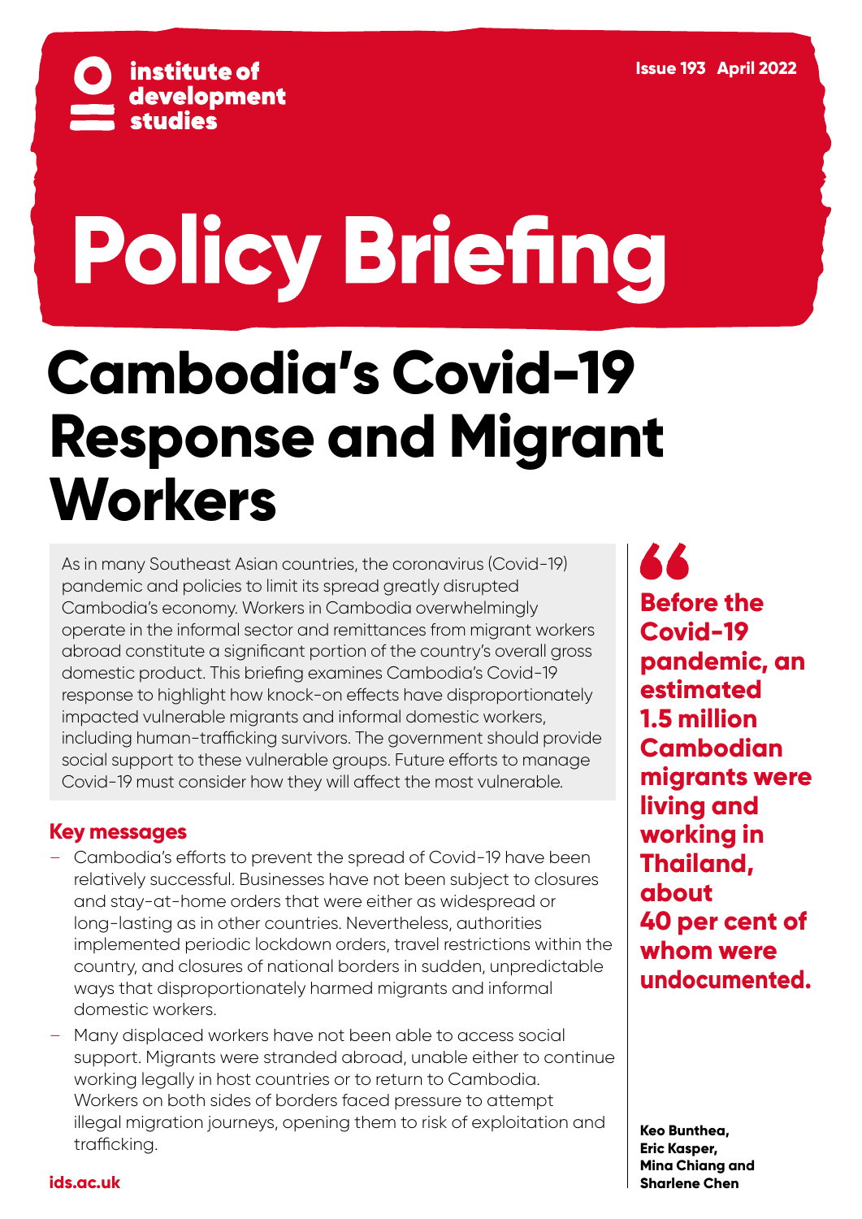institute of development studies

Issue 193 April 2022

# Policy Briefing

# Cambodia's Covid-19 Response and Migrant Workers

As in many Southeast Asian countries, the coronavirus (Covid-19) pandemic and policies to limit its spread greatly disrupted Cambodia's economy. Workers in Cambodia overwhelmingly operate in the informal sector and remittances from migrant workers abroad constitute a significant portion of the country's overall gross domestic product. This briefing examines Cambodia's Covid-19 response to highlight how knock-on effects have disproportionately impacted vulnerable migrants and informal domestic workers, including human-trafficking survivors. The government should provide social support to these vulnerable groups. Future efforts to manage Covid-19 must consider how they will affect the most vulnerable.

## Key messages

- Cambodia's efforts to prevent the spread of Covid-19 have been relatively successful. Businesses have not been subject to closures and stay-at-home orders that were either as widespread or long-lasting as in other countries. Nevertheless, authorities implemented periodic lockdown orders, travel restrictions within the country, and closures of national borders in sudden, unpredictable ways that disproportionately harmed migrants and informal domestic workers.
- Many displaced workers have not been able to access social support. Migrants were stranded abroad, unable either to continue working legally in host countries or to return to Cambodia. Workers on both sides of borders faced pressure to attempt illegal migration journeys, opening them to risk of exploitation and trafficking.

> **"Before the Covid-19 pandemic, an estimated 1.5 million Cambodian migrants were living and working in Thailand, about 40 per cent of whom were undocumented.**

**Keo Bunthea, Eric Kasper, Mina Chiang and Sharlene Chen**

ids.ac.uk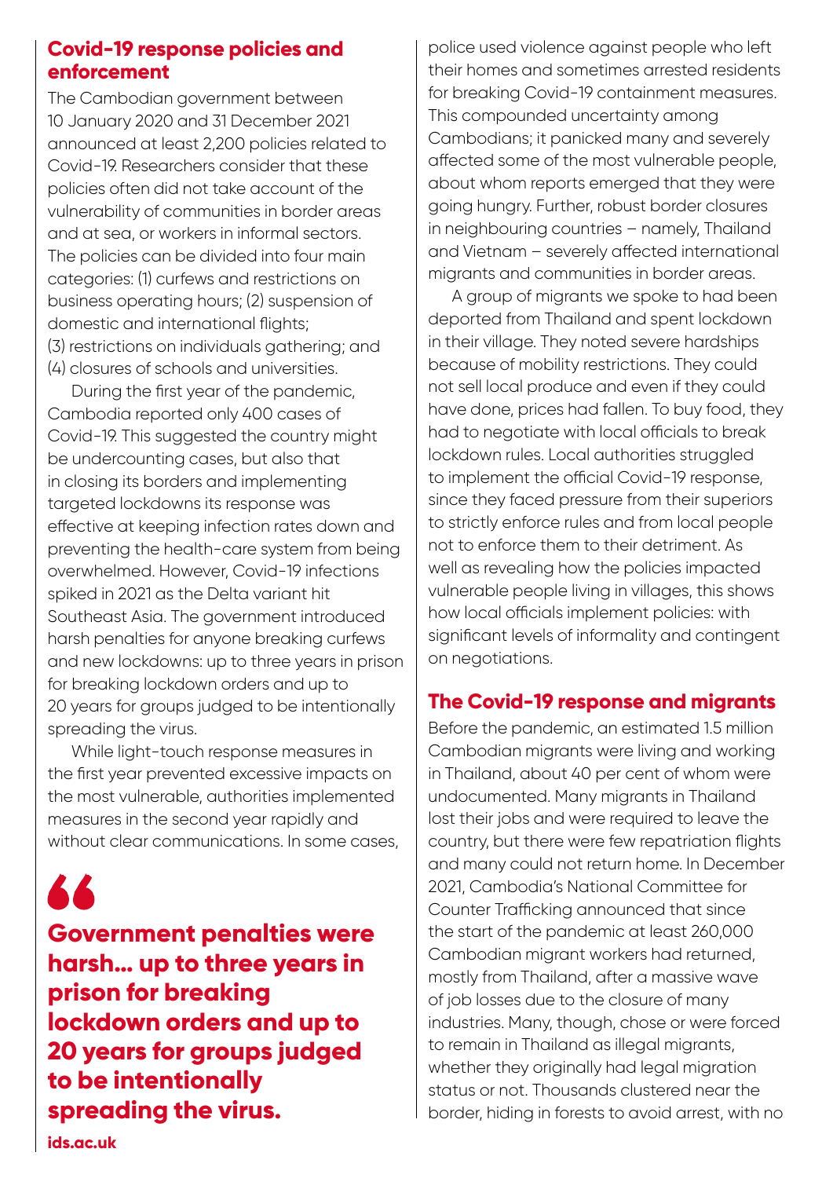## Covid-19 response policies and enforcement

The Cambodian government between 10 January 2020 and 31 December 2021 announced at least 2,200 policies related to Covid-19. Researchers consider that these policies often did not take account of the vulnerability of communities in border areas and at sea, or workers in informal sectors. The policies can be divided into four main categories: (1) curfews and restrictions on business operating hours; (2) suspension of domestic and international flights; (3) restrictions on individuals gathering; and (4) closures of schools and universities.

During the first year of the pandemic, Cambodia reported only 400 cases of Covid-19. This suggested the country might be undercounting cases, but also that in closing its borders and implementing targeted lockdowns its response was effective at keeping infection rates down and preventing the health-care system from being overwhelmed. However, Covid-19 infections spiked in 2021 as the Delta variant hit Southeast Asia. The government introduced harsh penalties for anyone breaking curfews and new lockdowns: up to three years in prison for breaking lockdown orders and up to 20 years for groups judged to be intentionally spreading the virus.

While light-touch response measures in the first year prevented excessive impacts on the most vulnerable, authorities implemented measures in the second year rapidly and without clear communications. In some cases, police used violence against people who left their homes and sometimes arrested residents for breaking Covid-19 containment measures. This compounded uncertainty among Cambodians; it panicked many and severely affected some of the most vulnerable people, about whom reports emerged that they were going hungry. Further, robust border closures in neighbouring countries – namely, Thailand and Vietnam – severely affected international migrants and communities in border areas.

> **Government penalties were harsh... up to three years in prison for breaking lockdown orders and up to 20 years for groups judged to be intentionally spreading the virus.**

A group of migrants we spoke to had been deported from Thailand and spent lockdown in their village. They noted severe hardships because of mobility restrictions. They could not sell local produce and even if they could have done, prices had fallen. To buy food, they had to negotiate with local officials to break lockdown rules. Local authorities struggled to implement the official Covid-19 response, since they faced pressure from their superiors to strictly enforce rules and from local people not to enforce them to their detriment. As well as revealing how the policies impacted vulnerable people living in villages, this shows how local officials implement policies: with significant levels of informality and contingent on negotiations.

## The Covid-19 response and migrants

Before the pandemic, an estimated 1.5 million Cambodian migrants were living and working in Thailand, about 40 per cent of whom were undocumented. Many migrants in Thailand lost their jobs and were required to leave the country, but there were few repatriation flights and many could not return home. In December 2021, Cambodia's National Committee for Counter Trafficking announced that since the start of the pandemic at least 260,000 Cambodian migrant workers had returned, mostly from Thailand, after a massive wave of job losses due to the closure of many industries. Many, though, chose or were forced to remain in Thailand as illegal migrants, whether they originally had legal migration status or not. Thousands clustered near the border, hiding in forests to avoid arrest, with no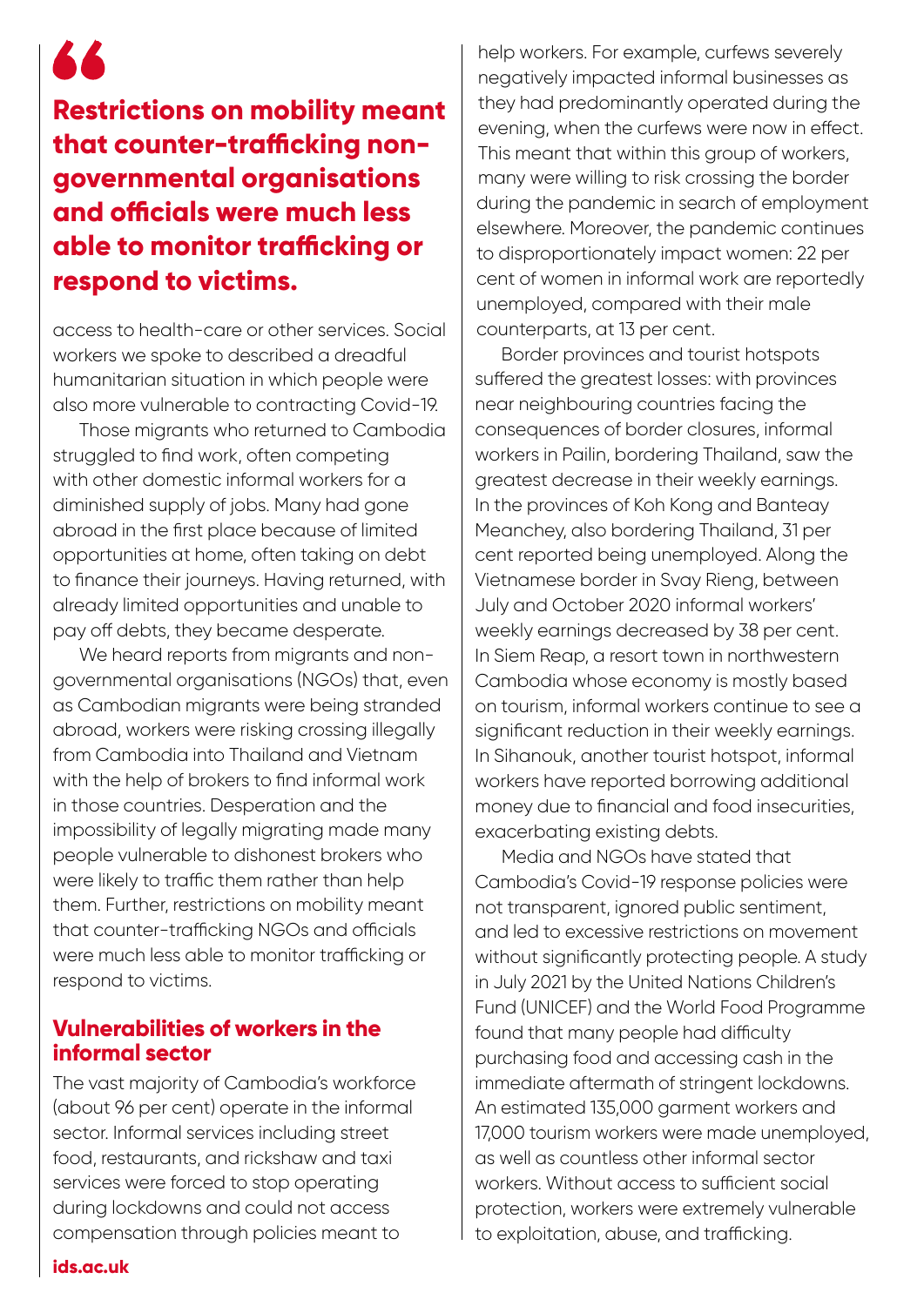> **Restrictions on mobility meant that counter-trafficking non-governmental organisations and officials were much less able to monitor trafficking or respond to victims.**

access to health-care or other services. Social workers we spoke to described a dreadful humanitarian situation in which people were also more vulnerable to contracting Covid-19.

Those migrants who returned to Cambodia struggled to find work, often competing with other domestic informal workers for a diminished supply of jobs. Many had gone abroad in the first place because of limited opportunities at home, often taking on debt to finance their journeys. Having returned, with already limited opportunities and unable to pay off debts, they became desperate.

We heard reports from migrants and non-governmental organisations (NGOs) that, even as Cambodian migrants were being stranded abroad, workers were risking crossing illegally from Cambodia into Thailand and Vietnam with the help of brokers to find informal work in those countries. Desperation and the impossibility of legally migrating made many people vulnerable to dishonest brokers who were likely to traffic them rather than help them. Further, restrictions on mobility meant that counter-trafficking NGOs and officials were much less able to monitor trafficking or respond to victims.

## Vulnerabilities of workers in the informal sector

The vast majority of Cambodia's workforce (about 96 per cent) operate in the informal sector. Informal services including street food, restaurants, and rickshaw and taxi services were forced to stop operating during lockdowns and could not access compensation through policies meant to help workers. For example, curfews severely negatively impacted informal businesses as they had predominantly operated during the evening, when the curfews were now in effect. This meant that within this group of workers, many were willing to risk crossing the border during the pandemic in search of employment elsewhere. Moreover, the pandemic continues to disproportionately impact women: 22 per cent of women in informal work are reportedly unemployed, compared with their male counterparts, at 13 per cent.

Border provinces and tourist hotspots suffered the greatest losses: with provinces near neighbouring countries facing the consequences of border closures, informal workers in Pailin, bordering Thailand, saw the greatest decrease in their weekly earnings. In the provinces of Koh Kong and Banteay Meanchey, also bordering Thailand, 31 per cent reported being unemployed. Along the Vietnamese border in Svay Rieng, between July and October 2020 informal workers' weekly earnings decreased by 38 per cent. In Siem Reap, a resort town in northwestern Cambodia whose economy is mostly based on tourism, informal workers continue to see a significant reduction in their weekly earnings. In Sihanouk, another tourist hotspot, informal workers have reported borrowing additional money due to financial and food insecurities, exacerbating existing debts.

Media and NGOs have stated that Cambodia's Covid-19 response policies were not transparent, ignored public sentiment, and led to excessive restrictions on movement without significantly protecting people. A study in July 2021 by the United Nations Children's Fund (UNICEF) and the World Food Programme found that many people had difficulty purchasing food and accessing cash in the immediate aftermath of stringent lockdowns. An estimated 135,000 garment workers and 17,000 tourism workers were made unemployed, as well as countless other informal sector workers. Without access to sufficient social protection, workers were extremely vulnerable to exploitation, abuse, and trafficking.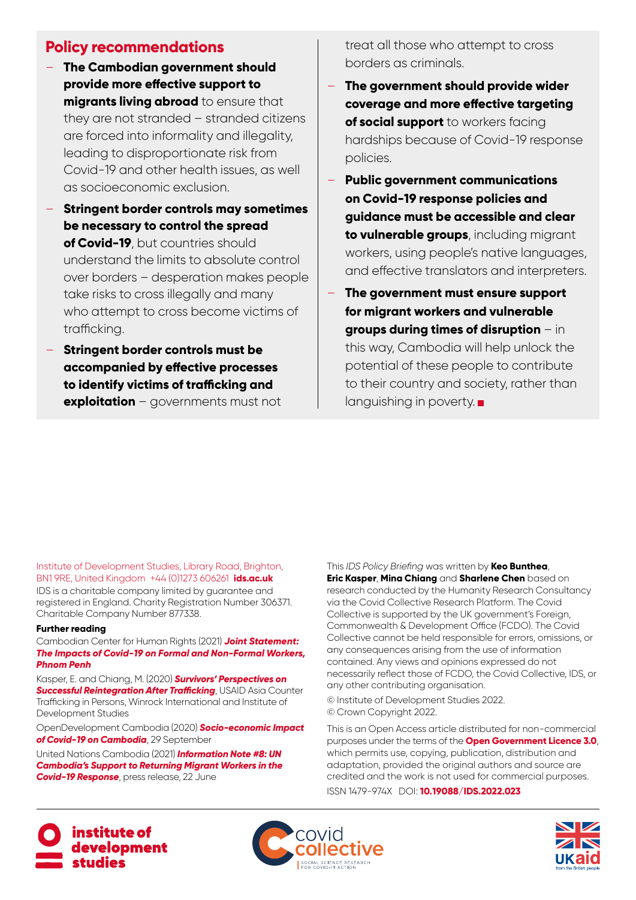## Policy recommendations

- **The Cambodian government should provide more effective support to migrants living abroad** to ensure that they are not stranded – stranded citizens are forced into informality and illegality, leading to disproportionate risk from Covid-19 and other health issues, as well as socioeconomic exclusion.
- **Stringent border controls may sometimes be necessary to control the spread of Covid-19**, but countries should understand the limits to absolute control over borders – desperation makes people take risks to cross illegally and many who attempt to cross become victims of trafficking.
- **Stringent border controls must be accompanied by effective processes to identify victims of trafficking and exploitation** – governments must not treat all those who attempt to cross borders as criminals.
- **The government should provide wider coverage and more effective targeting of social support** to workers facing hardships because of Covid-19 response policies.
- **Public government communications on Covid-19 response policies and guidance must be accessible and clear to vulnerable groups**, including migrant workers, using people's native languages, and effective translators and interpreters.
- **The government must ensure support for migrant workers and vulnerable groups during times of disruption** – in this way, Cambodia will help unlock the potential of these people to contribute to their country and society, rather than languishing in poverty.

Institute of Development Studies, Library Road, Brighton, BN1 9RE, United Kingdom +44 (0)1273 606261 **ids.ac.uk**
IDS is a charitable company limited by guarantee and registered in England. Charity Registration Number 306371. Charitable Company Number 877338.

**Further reading**

Cambodian Center for Human Rights (2021) ***Joint Statement: The Impacts of Covid-19 on Formal and Non-Formal Workers, Phnom Penh***

Kasper, E. and Chiang, M. (2020) ***Survivors' Perspectives on Successful Reintegration After Trafficking***, USAID Asia Counter Trafficking in Persons, Winrock International and Institute of Development Studies

OpenDevelopment Cambodia (2020) ***Socio-economic Impact of Covid-19 on Cambodia***, 29 September

United Nations Cambodia (2021) ***Information Note #8: UN Cambodia's Support to Returning Migrant Workers in the Covid-19 Response***, press release, 22 June

This *IDS Policy Briefing* was written by **Keo Bunthea**, **Eric Kasper**, **Mina Chiang** and **Sharlene Chen** based on research conducted by the Humanity Research Consultancy via the Covid Collective Research Platform. The Covid Collective is supported by the UK government's Foreign, Commonwealth & Development Office (FCDO). The Covid Collective cannot be held responsible for errors, omissions, or any consequences arising from the use of information contained. Any views and opinions expressed do not necessarily reflect those of FCDO, the Covid Collective, IDS, or any other contributing organisation.

© Institute of Development Studies 2022.
© Crown Copyright 2022.

This is an Open Access article distributed for non-commercial purposes under the terms of the **Open Government Licence 3.0**, which permits use, copying, publication, distribution and adaptation, provided the original authors and source are credited and the work is not used for commercial purposes.

ISSN 1479-974X DOI: **10.19088/IDS.2022.023**

institute of development studies

covid collective — SOCIAL SCIENCE RESEARCH FOR COVID-19 ACTION

UKaid from the British people